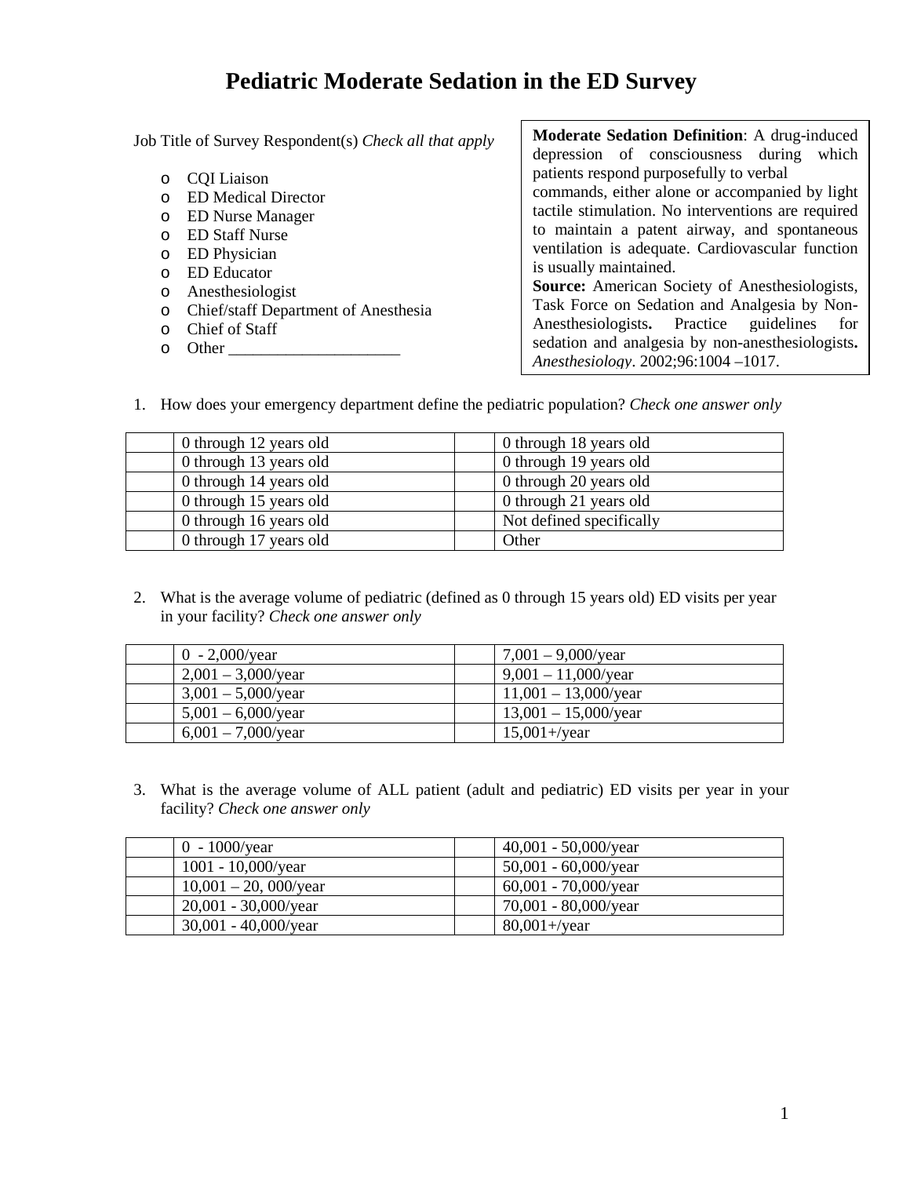# Pediatric Moderate Sedation in the ED Survey

Job Title of Survey Respondent(s) *Check all that apply*

- CQI Liaison
- ED Medical Director
- ED Nurse Manager
- ED Staff Nurse
- ED Physician
- ED Educator
- Anesthesiologist
- Chief/staff Department of Anesthesia
- Chief of Staff
- Other _____________________

**Moderate Sedation Definition**: A drug-induced depression of consciousness during which patients respond purposefully to verbal commands, either alone or accompanied by light tactile stimulation. No interventions are required to maintain a patent airway, and spontaneous ventilation is adequate. Cardiovascular function is usually maintained.
**Source:** American Society of Anesthesiologists, Task Force on Sedation and Analgesia by Non-Anesthesiologists**.** Practice guidelines for sedation and analgesia by non-anesthesiologists**.** *Anesthesiology*. 2002;96:1004 –1017.

1. How does your emergency department define the pediatric population? *Check one answer only*

| | | | |
|---|---|---|---|
| | 0 through 12 years old | | 0 through 18 years old |
| | 0 through 13 years old | | 0 through 19 years old |
| | 0 through 14 years old | | 0 through 20 years old |
| | 0 through 15 years old | | 0 through 21 years old |
| | 0 through 16 years old | | Not defined specifically |
| | 0 through 17 years old | | Other |

2. What is the average volume of pediatric (defined as 0 through 15 years old) ED visits per year in your facility? *Check one answer only*

| | | | |
|---|---|---|---|
| | 0 - 2,000/year | | 7,001 – 9,000/year |
| | 2,001 – 3,000/year | | 9,001 – 11,000/year |
| | 3,001 – 5,000/year | | 11,001 – 13,000/year |
| | 5,001 – 6,000/year | | 13,001 – 15,000/year |
| | 6,001 – 7,000/year | | 15,001+/year |

3. What is the average volume of ALL patient (adult and pediatric) ED visits per year in your facility? *Check one answer only*

| | | | |
|---|---|---|---|
| | 0 - 1000/year | | 40,001 - 50,000/year |
| | 1001 - 10,000/year | | 50,001 - 60,000/year |
| | 10,001 – 20, 000/year | | 60,001 - 70,000/year |
| | 20,001 - 30,000/year | | 70,001 - 80,000/year |
| | 30,001 - 40,000/year | | 80,001+/year |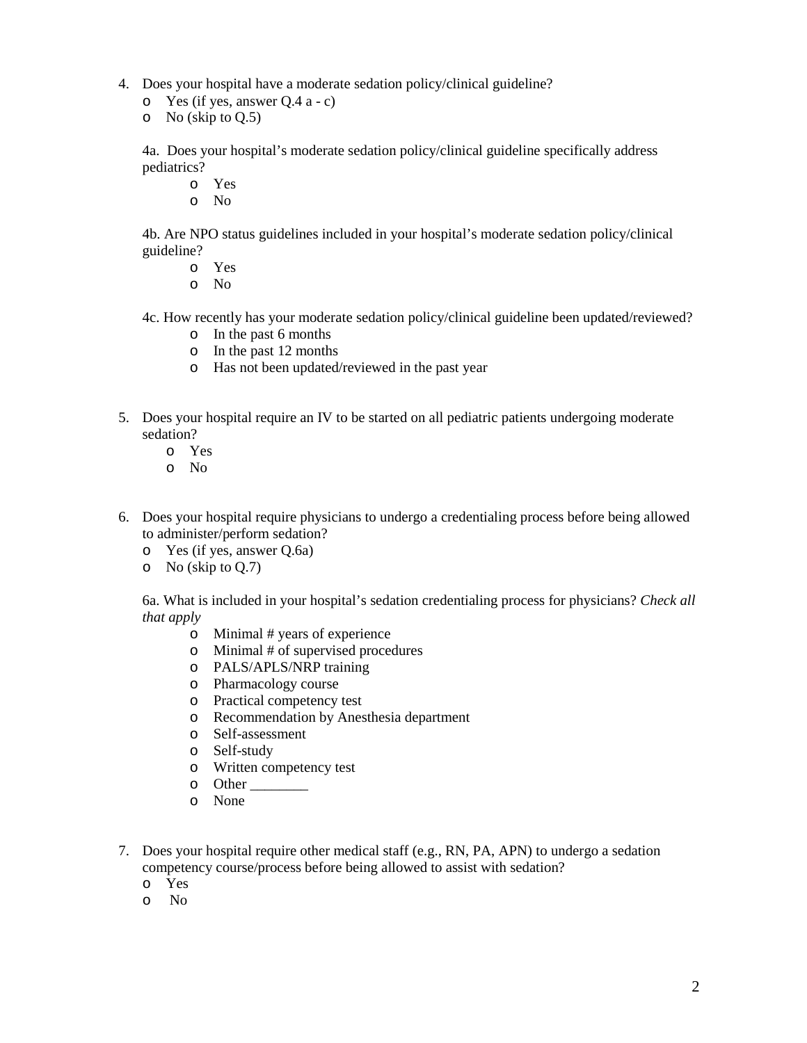4. Does your hospital have a moderate sedation policy/clinical guideline?
   - Yes (if yes, answer Q.4 a - c)
   - No (skip to Q.5)

   4a. Does your hospital's moderate sedation policy/clinical guideline specifically address pediatrics?
   - Yes
   - No

   4b. Are NPO status guidelines included in your hospital's moderate sedation policy/clinical guideline?
   - Yes
   - No

   4c. How recently has your moderate sedation policy/clinical guideline been updated/reviewed?
   - In the past 6 months
   - In the past 12 months
   - Has not been updated/reviewed in the past year

5. Does your hospital require an IV to be started on all pediatric patients undergoing moderate sedation?
   - Yes
   - No

6. Does your hospital require physicians to undergo a credentialing process before being allowed to administer/perform sedation?
   - Yes (if yes, answer Q.6a)
   - No (skip to Q.7)

   6a. What is included in your hospital's sedation credentialing process for physicians? *Check all that apply*
   - Minimal # years of experience
   - Minimal # of supervised procedures
   - PALS/APLS/NRP training
   - Pharmacology course
   - Practical competency test
   - Recommendation by Anesthesia department
   - Self-assessment
   - Self-study
   - Written competency test
   - Other ________
   - None

7. Does your hospital require other medical staff (e.g., RN, PA, APN) to undergo a sedation competency course/process before being allowed to assist with sedation?
   - Yes
   - No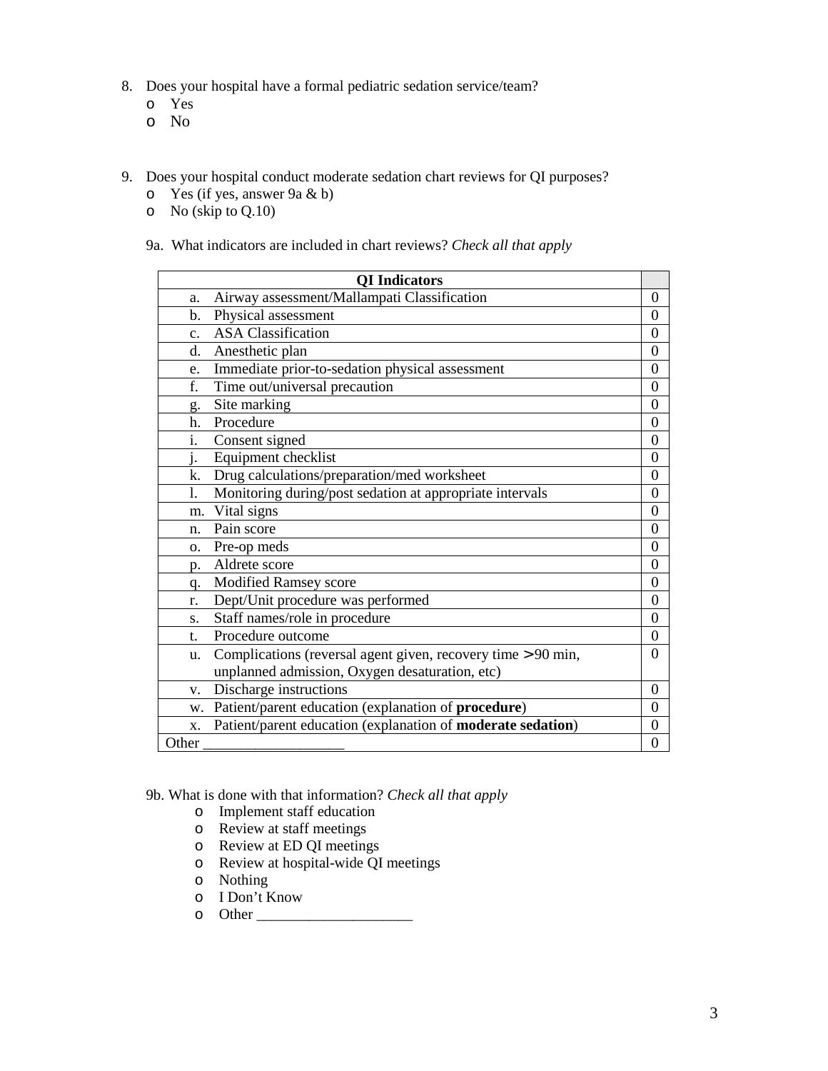8. Does your hospital have a formal pediatric sedation service/team?
   - Yes
   - No

9. Does your hospital conduct moderate sedation chart reviews for QI purposes?
   - Yes (if yes, answer 9a & b)
   - No (skip to Q.10)

   9a. What indicators are included in chart reviews? *Check all that apply*

| **QI Indicators** | |
|---|---|
| a. Airway assessment/Mallampati Classification | 0 |
| b. Physical assessment | 0 |
| c. ASA Classification | 0 |
| d. Anesthetic plan | 0 |
| e. Immediate prior-to-sedation physical assessment | 0 |
| f. Time out/universal precaution | 0 |
| g. Site marking | 0 |
| h. Procedure | 0 |
| i. Consent signed | 0 |
| j. Equipment checklist | 0 |
| k. Drug calculations/preparation/med worksheet | 0 |
| l. Monitoring during/post sedation at appropriate intervals | 0 |
| m. Vital signs | 0 |
| n. Pain score | 0 |
| o. Pre-op meds | 0 |
| p. Aldrete score | 0 |
| q. Modified Ramsey score | 0 |
| r. Dept/Unit procedure was performed | 0 |
| s. Staff names/role in procedure | 0 |
| t. Procedure outcome | 0 |
| u. Complications (reversal agent given, recovery time > 90 min, unplanned admission, Oxygen desaturation, etc) | 0 |
| v. Discharge instructions | 0 |
| w. Patient/parent education (explanation of **procedure**) | 0 |
| x. Patient/parent education (explanation of **moderate sedation**) | 0 |
| Other ___________________ | 0 |

   9b. What is done with that information? *Check all that apply*
   - Implement staff education
   - Review at staff meetings
   - Review at ED QI meetings
   - Review at hospital-wide QI meetings
   - Nothing
   - I Don't Know
   - Other _____________________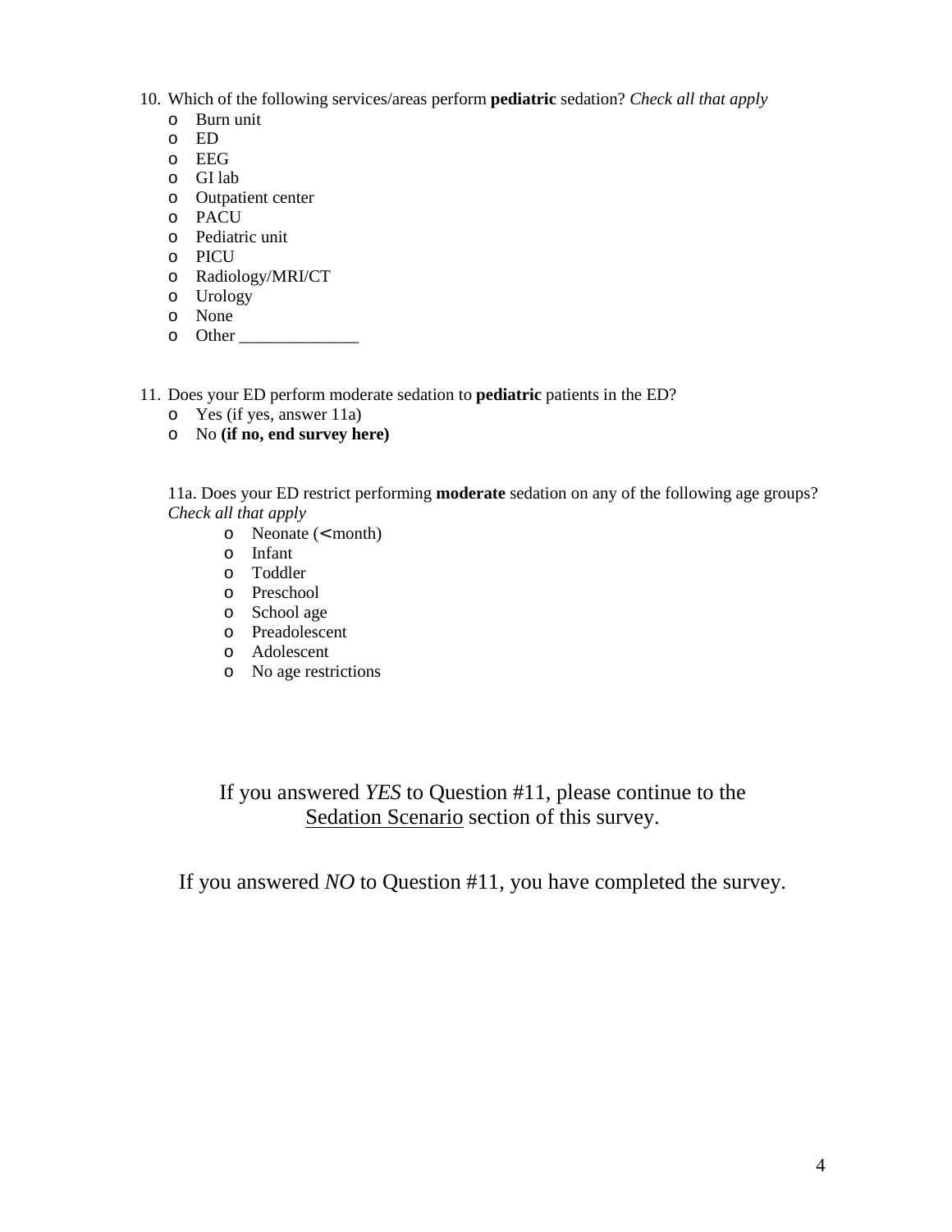10. Which of the following services/areas perform **pediatric** sedation? *Check all that apply*
    - Burn unit
    - ED
    - EEG
    - GI lab
    - Outpatient center
    - PACU
    - Pediatric unit
    - PICU
    - Radiology/MRI/CT
    - Urology
    - None
    - Other ______________

11. Does your ED perform moderate sedation to **pediatric** patients in the ED?
    - Yes (if yes, answer 11a)
    - No **(if no, end survey here)**

    11a. Does your ED restrict performing **moderate** sedation on any of the following age groups? *Check all that apply*
    - Neonate (< month)
    - Infant
    - Toddler
    - Preschool
    - School age
    - Preadolescent
    - Adolescent
    - No age restrictions

If you answered *YES* to Question #11, please continue to the Sedation Scenario section of this survey.

If you answered *NO* to Question #11, you have completed the survey.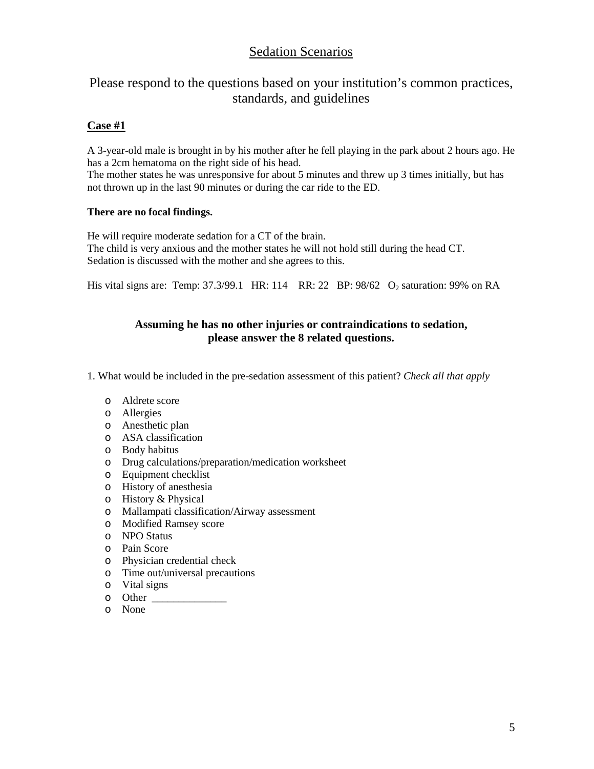# Sedation Scenarios

## Please respond to the questions based on your institution's common practices, standards, and guidelines

**Case #1**

A 3-year-old male is brought in by his mother after he fell playing in the park about 2 hours ago. He has a 2cm hematoma on the right side of his head.
The mother states he was unresponsive for about 5 minutes and threw up 3 times initially, but has not thrown up in the last 90 minutes or during the car ride to the ED.

**There are no focal findings.**

He will require moderate sedation for a CT of the brain.
The child is very anxious and the mother states he will not hold still during the head CT.
Sedation is discussed with the mother and she agrees to this.

His vital signs are: Temp: 37.3/99.1 HR: 114 RR: 22 BP: 98/62 $O_2$ saturation: 99% on RA

**Assuming he has no other injuries or contraindications to sedation, please answer the 8 related questions.**

1. What would be included in the pre-sedation assessment of this patient? *Check all that apply*

- o Aldrete score
- o Allergies
- o Anesthetic plan
- o ASA classification
- o Body habitus
- o Drug calculations/preparation/medication worksheet
- o Equipment checklist
- o History of anesthesia
- o History & Physical
- o Mallampati classification/Airway assessment
- o Modified Ramsey score
- o NPO Status
- o Pain Score
- o Physician credential check
- o Time out/universal precautions
- o Vital signs
- o Other ______________
- o None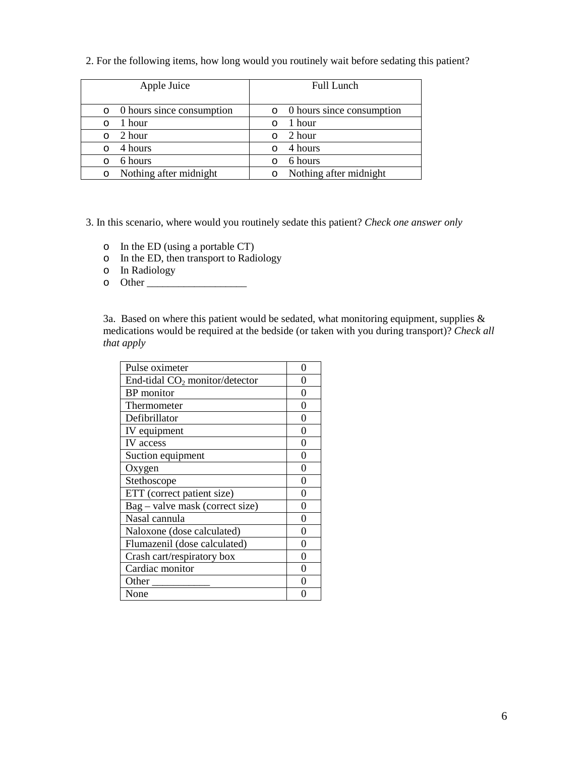2. For the following items, how long would you routinely wait before sedating this patient?

| Apple Juice | Full Lunch |
|---|---|
| o 0 hours since consumption | o 0 hours since consumption |
| o 1 hour | o 1 hour |
| o 2 hour | o 2 hour |
| o 4 hours | o 4 hours |
| o 6 hours | o 6 hours |
| o Nothing after midnight | o Nothing after midnight |

3. In this scenario, where would you routinely sedate this patient? *Check one answer only*

- o In the ED (using a portable CT)
- o In the ED, then transport to Radiology
- o In Radiology
- o Other ___________________

3a. Based on where this patient would be sedated, what monitoring equipment, supplies & medications would be required at the bedside (or taken with you during transport)? *Check all that apply*

| | |
|---|---|
| Pulse oximeter | 0 |
| End-tidal $CO_2$ monitor/detector | 0 |
| BP monitor | 0 |
| Thermometer | 0 |
| Defibrillator | 0 |
| IV equipment | 0 |
| IV access | 0 |
| Suction equipment | 0 |
| Oxygen | 0 |
| Stethoscope | 0 |
| ETT (correct patient size) | 0 |
| Bag – valve mask (correct size) | 0 |
| Nasal cannula | 0 |
| Naloxone (dose calculated) | 0 |
| Flumazenil (dose calculated) | 0 |
| Crash cart/respiratory box | 0 |
| Cardiac monitor | 0 |
| Other ___________ | 0 |
| None | 0 |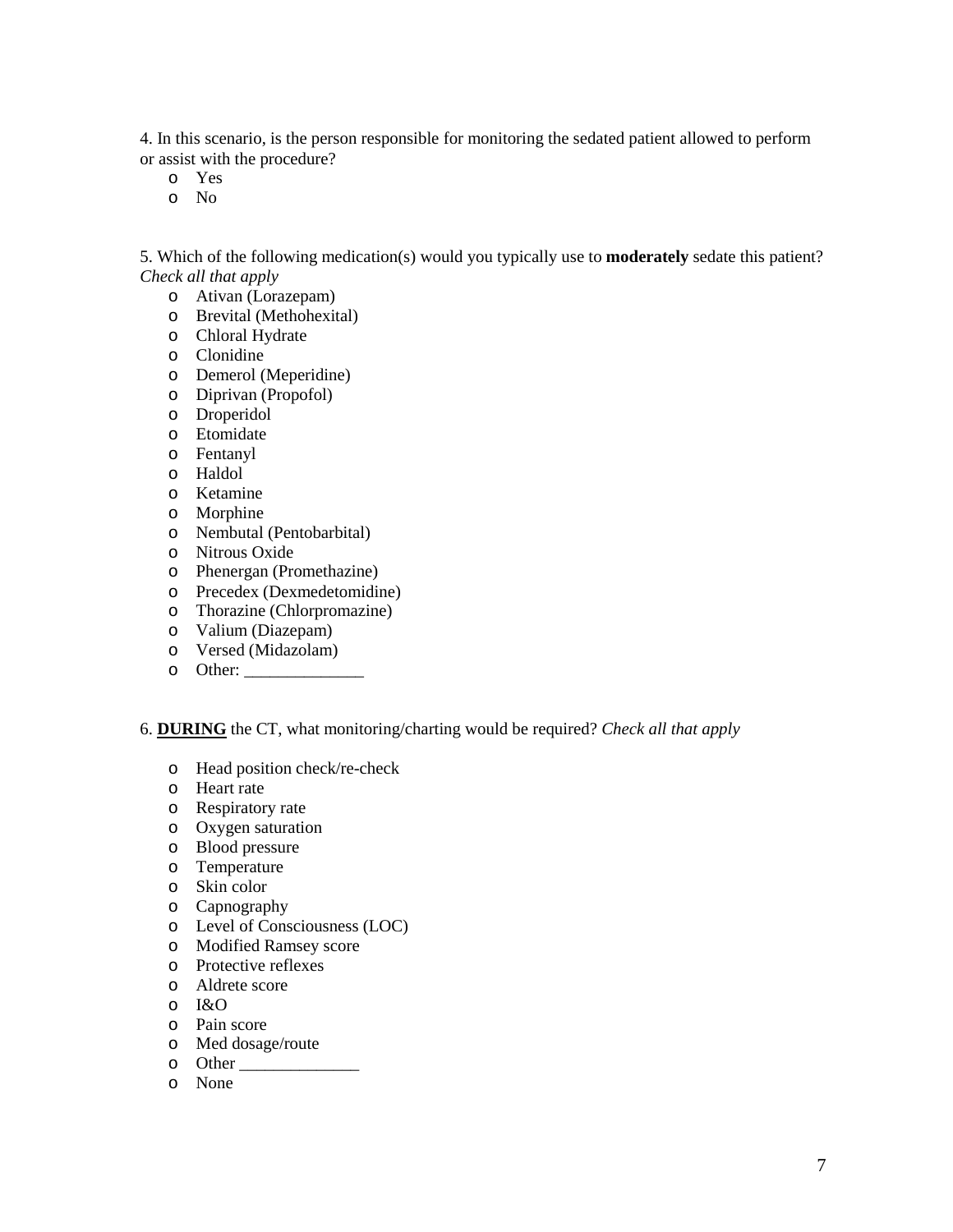4. In this scenario, is the person responsible for monitoring the sedated patient allowed to perform or assist with the procedure?

- Yes
- No

5. Which of the following medication(s) would you typically use to **moderately** sedate this patient? *Check all that apply*

- Ativan (Lorazepam)
- Brevital (Methohexital)
- Chloral Hydrate
- Clonidine
- Demerol (Meperidine)
- Diprivan (Propofol)
- Droperidol
- Etomidate
- Fentanyl
- Haldol
- Ketamine
- Morphine
- Nembutal (Pentobarbital)
- Nitrous Oxide
- Phenergan (Promethazine)
- Precedex (Dexmedetomidine)
- Thorazine (Chlorpromazine)
- Valium (Diazepam)
- Versed (Midazolam)
- Other: ______________

6. **DURING** the CT, what monitoring/charting would be required? *Check all that apply*

- Head position check/re-check
- Heart rate
- Respiratory rate
- Oxygen saturation
- Blood pressure
- Temperature
- Skin color
- Capnography
- Level of Consciousness (LOC)
- Modified Ramsey score
- Protective reflexes
- Aldrete score
- I&O
- Pain score
- Med dosage/route
- Other ______________
- None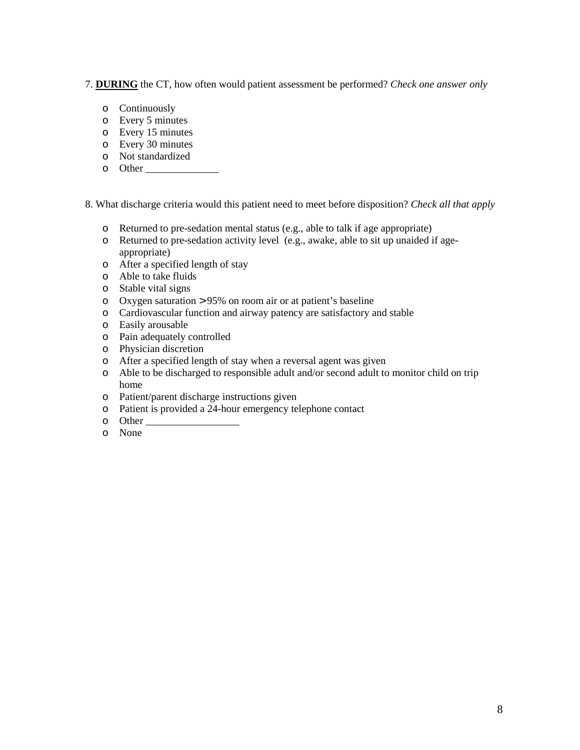7. **<u>DURING</u>** the CT, how often would patient assessment be performed? *Check one answer only*

- Continuously
- Every 5 minutes
- Every 15 minutes
- Every 30 minutes
- Not standardized
- Other ______________

8. What discharge criteria would this patient need to meet before disposition? *Check all that apply*

- Returned to pre-sedation mental status (e.g., able to talk if age appropriate)
- Returned to pre-sedation activity level (e.g., awake, able to sit up unaided if age-appropriate)
- After a specified length of stay
- Able to take fluids
- Stable vital signs
- Oxygen saturation > 95% on room air or at patient's baseline
- Cardiovascular function and airway patency are satisfactory and stable
- Easily arousable
- Pain adequately controlled
- Physician discretion
- After a specified length of stay when a reversal agent was given
- Able to be discharged to responsible adult and/or second adult to monitor child on trip home
- Patient/parent discharge instructions given
- Patient is provided a 24-hour emergency telephone contact
- Other _________________
- None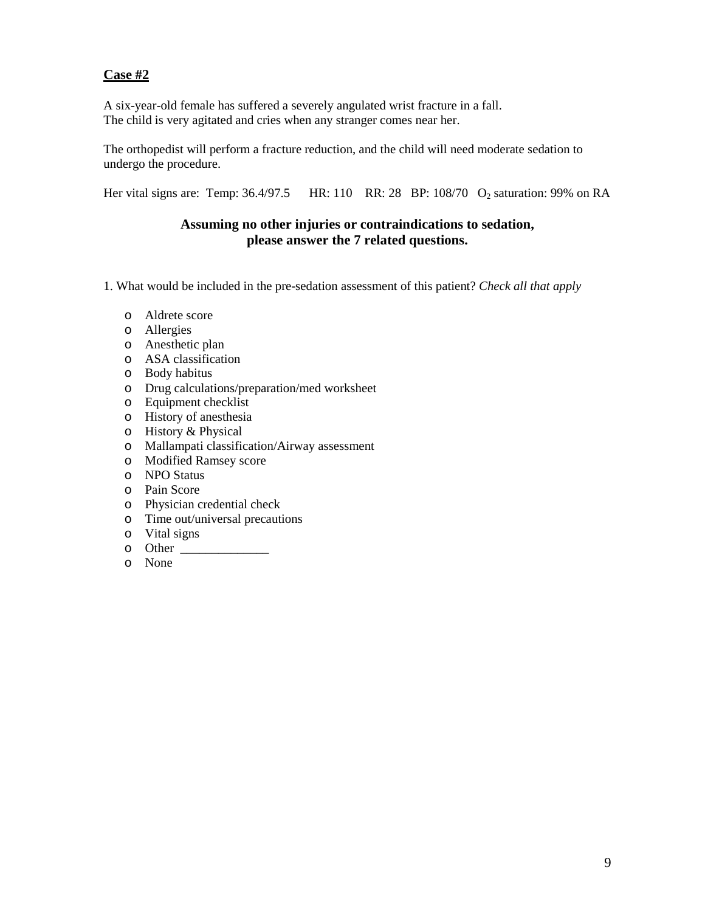**Case #2**

A six-year-old female has suffered a severely angulated wrist fracture in a fall.
The child is very agitated and cries when any stranger comes near her.

The orthopedist will perform a fracture reduction, and the child will need moderate sedation to undergo the procedure.

Her vital signs are: Temp: 36.4/97.5 HR: 110 RR: 28 BP: 108/70 $O_2$ saturation: 99% on RA

**Assuming no other injuries or contraindications to sedation, please answer the 7 related questions.**

1. What would be included in the pre-sedation assessment of this patient? *Check all that apply*

- Aldrete score
- Allergies
- Anesthetic plan
- ASA classification
- Body habitus
- Drug calculations/preparation/med worksheet
- Equipment checklist
- History of anesthesia
- History & Physical
- Mallampati classification/Airway assessment
- Modified Ramsey score
- NPO Status
- Pain Score
- Physician credential check
- Time out/universal precautions
- Vital signs
- Other ______________
- None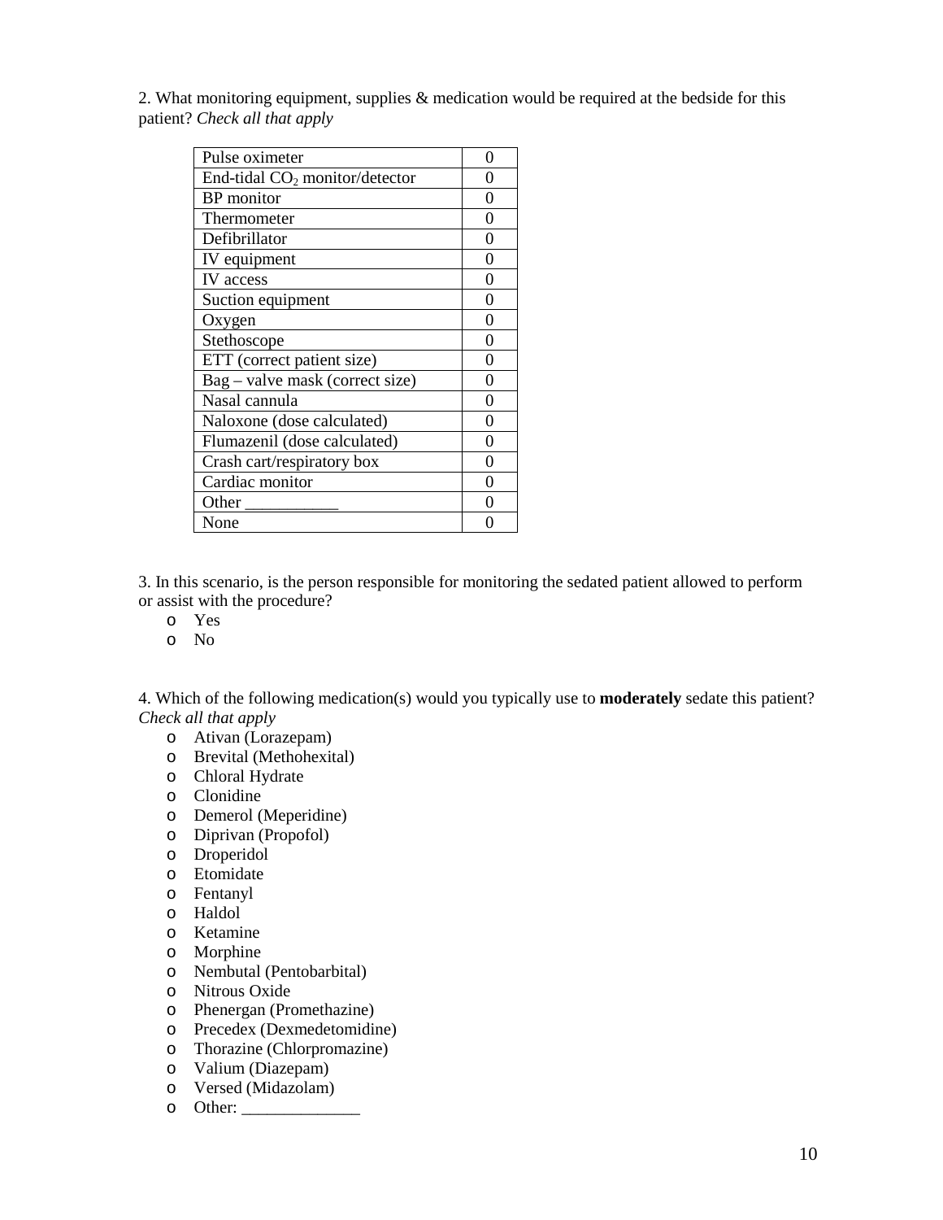2. What monitoring equipment, supplies & medication would be required at the bedside for this patient? *Check all that apply*

| | |
|---|---|
| Pulse oximeter | 0 |
| End-tidal $CO_2$ monitor/detector | 0 |
| BP monitor | 0 |
| Thermometer | 0 |
| Defibrillator | 0 |
| IV equipment | 0 |
| IV access | 0 |
| Suction equipment | 0 |
| Oxygen | 0 |
| Stethoscope | 0 |
| ETT (correct patient size) | 0 |
| Bag – valve mask (correct size) | 0 |
| Nasal cannula | 0 |
| Naloxone (dose calculated) | 0 |
| Flumazenil (dose calculated) | 0 |
| Crash cart/respiratory box | 0 |
| Cardiac monitor | 0 |
| Other ___________ | 0 |
| None | 0 |

3. In this scenario, is the person responsible for monitoring the sedated patient allowed to perform or assist with the procedure?

- Yes
- No

4. Which of the following medication(s) would you typically use to **moderately** sedate this patient? *Check all that apply*

- Ativan (Lorazepam)
- Brevital (Methohexital)
- Chloral Hydrate
- Clonidine
- Demerol (Meperidine)
- Diprivan (Propofol)
- Droperidol
- Etomidate
- Fentanyl
- Haldol
- Ketamine
- Morphine
- Nembutal (Pentobarbital)
- Nitrous Oxide
- Phenergan (Promethazine)
- Precedex (Dexmedetomidine)
- Thorazine (Chlorpromazine)
- Valium (Diazepam)
- Versed (Midazolam)
- Other: ______________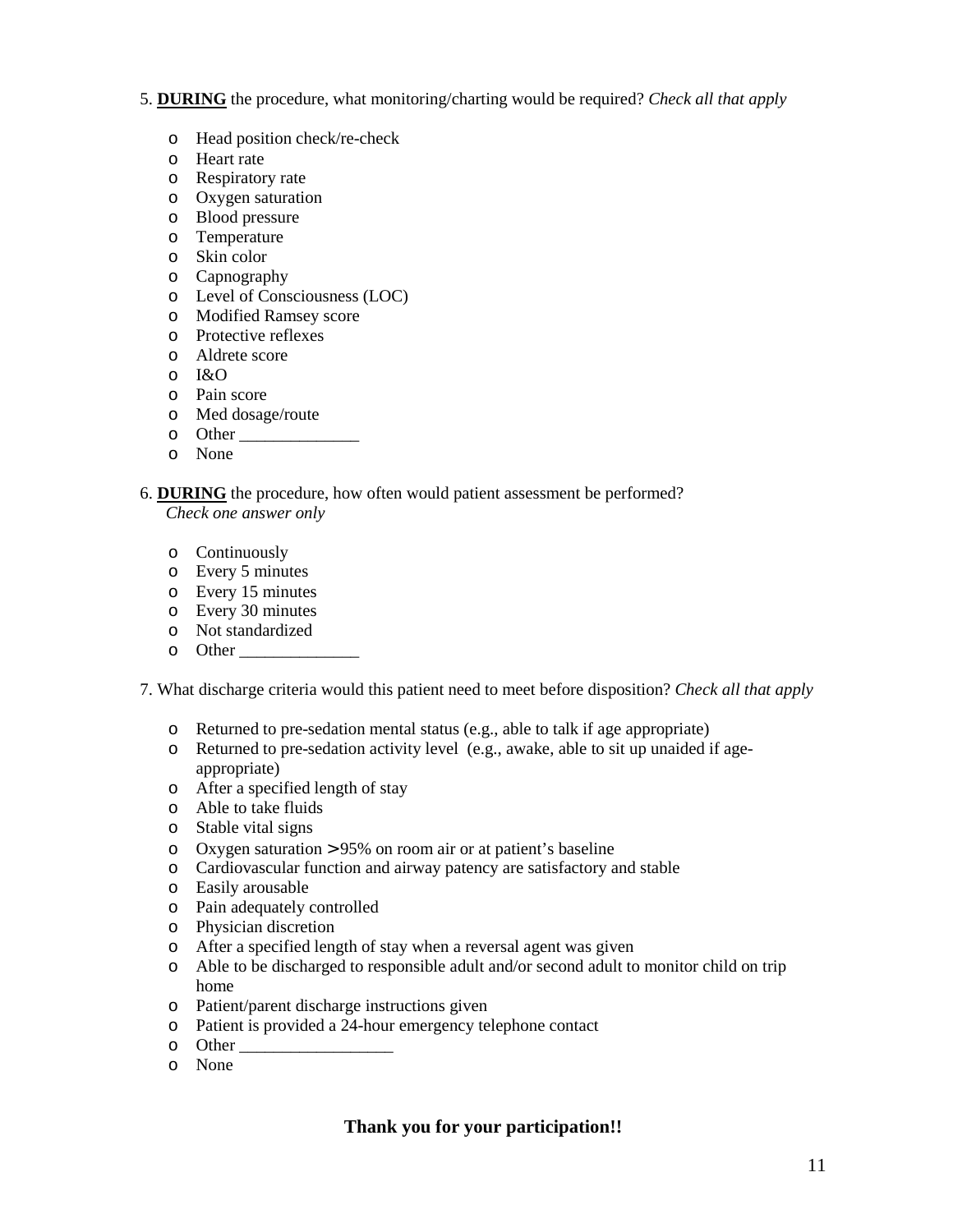5. **DURING** the procedure, what monitoring/charting would be required? *Check all that apply*

- Head position check/re-check
- Heart rate
- Respiratory rate
- Oxygen saturation
- Blood pressure
- Temperature
- Skin color
- Capnography
- Level of Consciousness (LOC)
- Modified Ramsey score
- Protective reflexes
- Aldrete score
- I&O
- Pain score
- Med dosage/route
- Other ______________
- None

6. **DURING** the procedure, how often would patient assessment be performed? *Check one answer only*

- Continuously
- Every 5 minutes
- Every 15 minutes
- Every 30 minutes
- Not standardized
- Other ______________

7. What discharge criteria would this patient need to meet before disposition? *Check all that apply*

- Returned to pre-sedation mental status (e.g., able to talk if age appropriate)
- Returned to pre-sedation activity level (e.g., awake, able to sit up unaided if age-appropriate)
- After a specified length of stay
- Able to take fluids
- Stable vital signs
- Oxygen saturation > 95% on room air or at patient's baseline
- Cardiovascular function and airway patency are satisfactory and stable
- Easily arousable
- Pain adequately controlled
- Physician discretion
- After a specified length of stay when a reversal agent was given
- Able to be discharged to responsible adult and/or second adult to monitor child on trip home
- Patient/parent discharge instructions given
- Patient is provided a 24-hour emergency telephone contact
- Other __________________
- None

**Thank you for your participation!!**